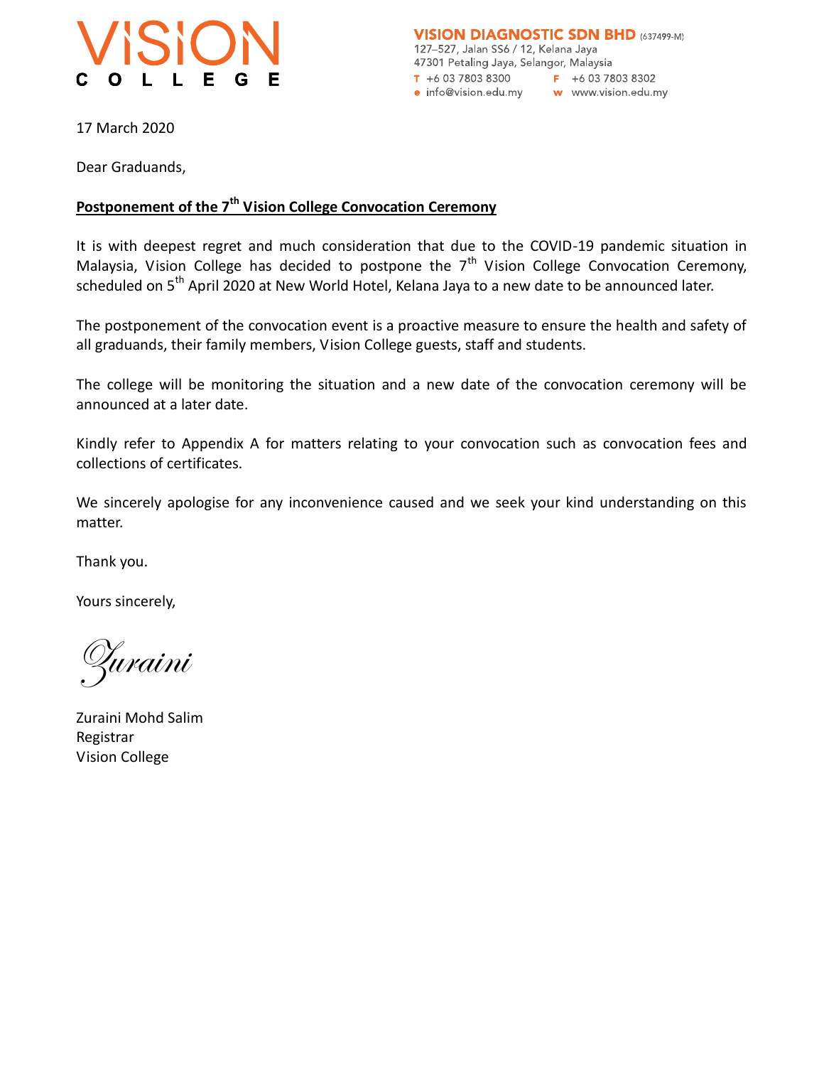**VISION COLLEGE**

**VISION DIAGNOSTIC SDN BHD** (637499-M)
127–527, Jalan SS6 / 12, Kelana Jaya
47301 Petaling Jaya, Selangor, Malaysia
T +6 03 7803 8300 F +6 03 7803 8302
e info@vision.edu.my w www.vision.edu.my

17 March 2020

Dear Graduands,

**Postponement of the 7th Vision College Convocation Ceremony**

It is with deepest regret and much consideration that due to the COVID-19 pandemic situation in Malaysia, Vision College has decided to postpone the 7th Vision College Convocation Ceremony, scheduled on 5th April 2020 at New World Hotel, Kelana Jaya to a new date to be announced later.

The postponement of the convocation event is a proactive measure to ensure the health and safety of all graduands, their family members, Vision College guests, staff and students.

The college will be monitoring the situation and a new date of the convocation ceremony will be announced at a later date.

Kindly refer to Appendix A for matters relating to your convocation such as convocation fees and collections of certificates.

We sincerely apologise for any inconvenience caused and we seek your kind understanding on this matter.

Thank you.

Yours sincerely,

*Zuraini*

Zuraini Mohd Salim
Registrar
Vision College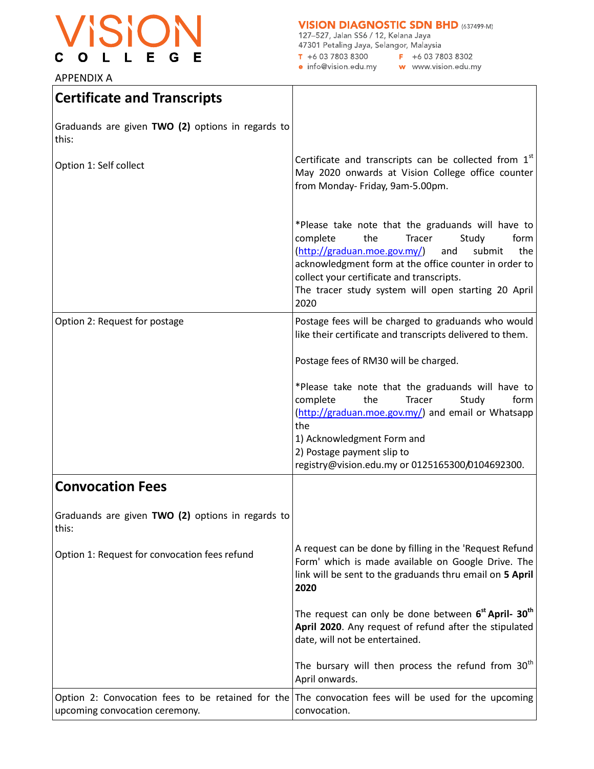VISION COLLEGE

**VISION DIAGNOSTIC SDN BHD** (637499-M)
127–527, Jalan SS6 / 12, Kelana Jaya
47301 Petaling Jaya, Selangor, Malaysia
T +6 03 7803 8300 F +6 03 7803 8302
e info@vision.edu.my w www.vision.edu.my

APPENDIX A

| | |
|---|---|
| **Certificate and Transcripts**<br><br>Graduands are given **TWO (2)** options in regards to this:<br><br>Option 1: Self collect | Certificate and transcripts can be collected from 1st May 2020 onwards at Vision College office counter from Monday- Friday, 9am-5.00pm.<br><br>*Please take note that the graduands will have to complete the Tracer Study form (http://graduan.moe.gov.my/) and submit the acknowledgment form at the office counter in order to collect your certificate and transcripts.<br>The tracer study system will open starting 20 April 2020 |
| Option 2: Request for postage | Postage fees will be charged to graduands who would like their certificate and transcripts delivered to them.<br><br>Postage fees of RM30 will be charged.<br><br>*Please take note that the graduands will have to complete the Tracer Study form (http://graduan.moe.gov.my/) and email or Whatsapp the<br>1) Acknowledgment Form and<br>2) Postage payment slip to<br>registry@vision.edu.my or 0125165300/0104692300. |
| **Convocation Fees**<br><br>Graduands are given **TWO (2)** options in regards to this:<br><br>Option 1: Request for convocation fees refund | A request can be done by filling in the 'Request Refund Form' which is made available on Google Drive. The link will be sent to the graduands thru email on **5 April 2020**<br><br>The request can only be done between **6th April- 30th April 2020**. Any request of refund after the stipulated date, will not be entertained.<br><br>The bursary will then process the refund from 30th April onwards. |
| Option 2: Convocation fees to be retained for the upcoming convocation ceremony. | The convocation fees will be used for the upcoming convocation. |